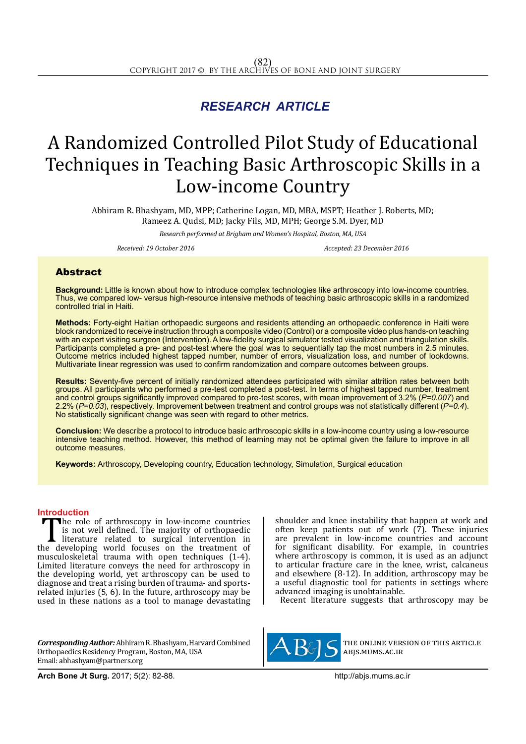## RESEARCH ARTICLE

# A Randomized Controlled Pilot Study of Educational Techniques in Teaching Basic Arthroscopic Skills in a Low-income Country

Abhiram R. Bhashyam, MD, MPP; Catherine Logan, MD, MBA, MSPT; Heather J. Roberts, MD; Rameez A. Qudsi, MD; Jacky Fils, MD, MPH; George S.M. Dyer, MD

*Research performed at Brigham and Women's Hospital, Boston, MA, USA*

*Received: 19 October 2016* *Accepted: 23 December 2016*

## Abstract

**Background:** Little is known about how to introduce complex technologies like arthroscopy into low-income countries. Thus, we compared low- versus high-resource intensive methods of teaching basic arthroscopic skills in a randomized controlled trial in Haiti.

**Methods:** Forty-eight Haitian orthopaedic surgeons and residents attending an orthopaedic conference in Haiti were block randomized to receive instruction through a composite video (Control) or a composite video plus hands-on teaching with an expert visiting surgeon (Intervention). A low-fidelity surgical simulator tested visualization and triangulation skills. Participants completed a pre- and post-test where the goal was to sequentially tap the most numbers in 2.5 minutes. Outcome metrics included highest tapped number, number of errors, visualization loss, and number of lookdowns. Multivariate linear regression was used to confirm randomization and compare outcomes between groups.

**Results:** Seventy-five percent of initially randomized attendees participated with similar attrition rates between both groups. All participants who performed a pre-test completed a post-test. In terms of highest tapped number, treatment and control groups significantly improved compared to pre-test scores, with mean improvement of 3.2% (*P=0.007*) and 2.2% (*P=0.03*), respectively. Improvement between treatment and control groups was not statistically different (*P=0.4*). No statistically significant change was seen with regard to other metrics.

**Conclusion:** We describe a protocol to introduce basic arthroscopic skills in a low-income country using a low-resource intensive teaching method. However, this method of learning may not be optimal given the failure to improve in all outcome measures.

**Keywords:** Arthroscopy, Developing country, Education technology, Simulation, Surgical education

## Introduction

The role of arthroscopy in low-income countries is not well defined. The majority of orthopaedic literature related to surgical intervention in the developing world focuses on the treatment of musculoskeletal trauma with open techniques (1-4). Limited literature conveys the need for arthroscopy in the developing world, yet arthroscopy can be used to diagnose and treat a rising burden of trauma- and sports-related injuries (5, 6). In the future, arthroscopy may be used in these nations as a tool to manage devastating shoulder and knee instability that happen at work and often keep patients out of work (7). These injuries are prevalent in low-income countries and account for significant disability. For example, in countries where arthroscopy is common, it is used as an adjunct to articular fracture care in the knee, wrist, calcaneus and elsewhere (8-12). In addition, arthroscopy may be a useful diagnostic tool for patients in settings where advanced imaging is unobtainable.

Recent literature suggests that arthroscopy may be

***Corresponding Author:*** Abhiram R. Bhashyam, Harvard Combined Orthopaedics Residency Program, Boston, MA, USA
Email: abhashyam@partners.org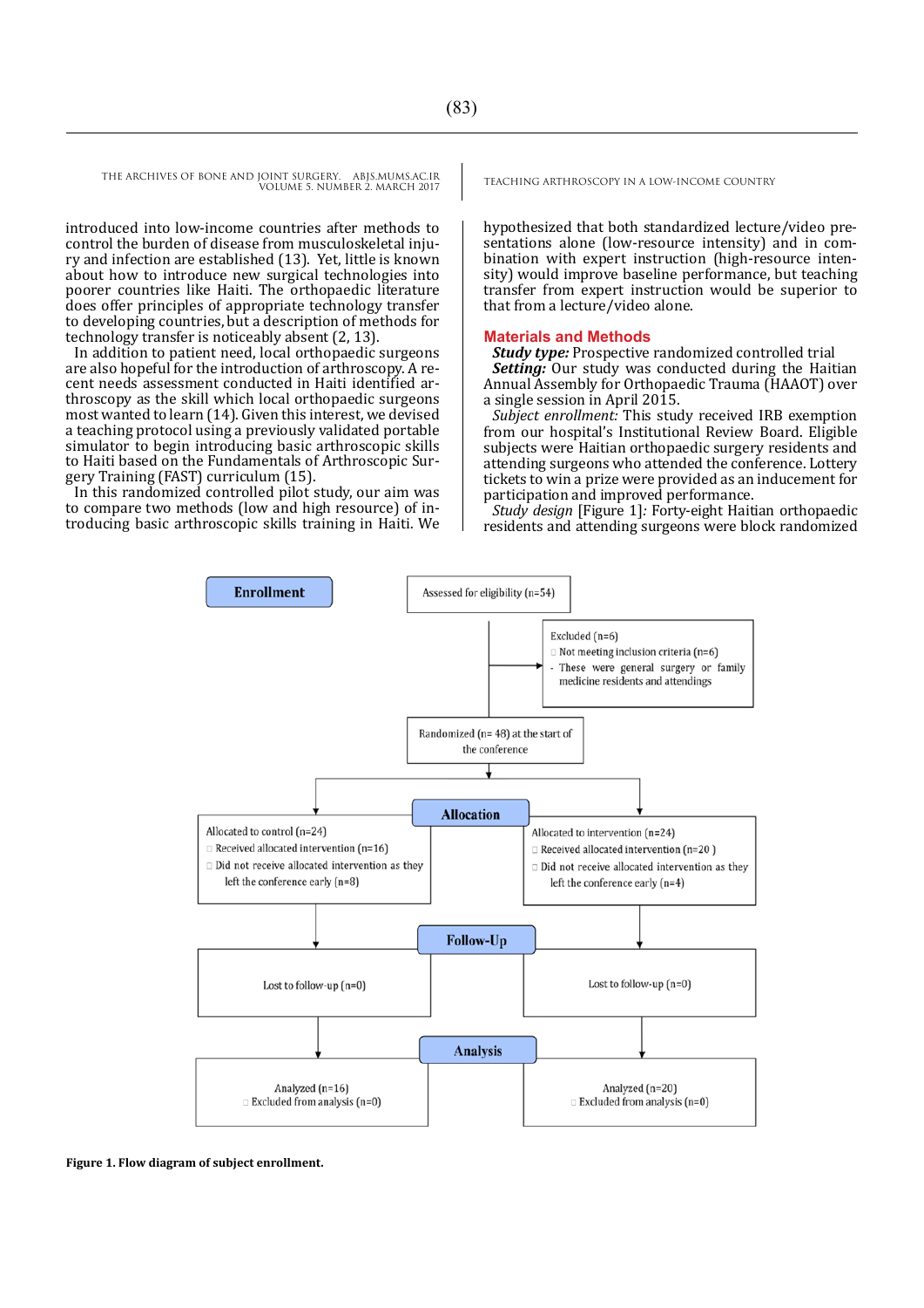introduced into low-income countries after methods to control the burden of disease from musculoskeletal injury and infection are established (13). Yet, little is known about how to introduce new surgical technologies into poorer countries like Haiti. The orthopaedic literature does offer principles of appropriate technology transfer to developing countries, but a description of methods for technology transfer is noticeably absent (2, 13).

In addition to patient need, local orthopaedic surgeons are also hopeful for the introduction of arthroscopy. A recent needs assessment conducted in Haiti identified arthroscopy as the skill which local orthopaedic surgeons most wanted to learn (14). Given this interest, we devised a teaching protocol using a previously validated portable simulator to begin introducing basic arthroscopic skills to Haiti based on the Fundamentals of Arthroscopic Surgery Training (FAST) curriculum (15).

In this randomized controlled pilot study, our aim was to compare two methods (low and high resource) of introducing basic arthroscopic skills training in Haiti. We hypothesized that both standardized lecture/video presentations alone (low-resource intensity) and in combination with expert instruction (high-resource intensity) would improve baseline performance, but teaching transfer from expert instruction would be superior to that from a lecture/video alone.

## Materials and Methods

***Study type:*** Prospective randomized controlled trial

***Setting:*** Our study was conducted during the Haitian Annual Assembly for Orthopaedic Trauma (HAAOT) over a single session in April 2015.

*Subject enrollment:* This study received IRB exemption from our hospital's Institutional Review Board. Eligible subjects were Haitian orthopaedic surgery residents and attending surgeons who attended the conference. Lottery tickets to win a prize were provided as an inducement for participation and improved performance.

*Study design* [Figure 1]*:* Forty-eight Haitian orthopaedic residents and attending surgeons were block randomized

**Enrollment**

Assessed for eligibility (n=54)

Excluded (n=6)
- Not meeting inclusion criteria (n=6)
  - These were general surgery or family medicine residents and attendings

Randomized (n= 48) at the start of the conference

**Allocation**

| Allocated to control (n=24) | Allocated to intervention (n=24) |
| --- | --- |
| Received allocated intervention (n=16) | Received allocated intervention (n=20 ) |
| Did not receive allocated intervention as they left the conference early (n=8) | Did not receive allocated intervention as they left the conference early (n=4) |

**Follow-Up**

| Lost to follow-up (n=0) | Lost to follow-up (n=0) |
| --- | --- |

**Analysis**

| Analyzed (n=16) | Analyzed (n=20) |
| --- | --- |
| Excluded from analysis (n=0) | Excluded from analysis (n=0) |

**Figure 1. Flow diagram of subject enrollment.**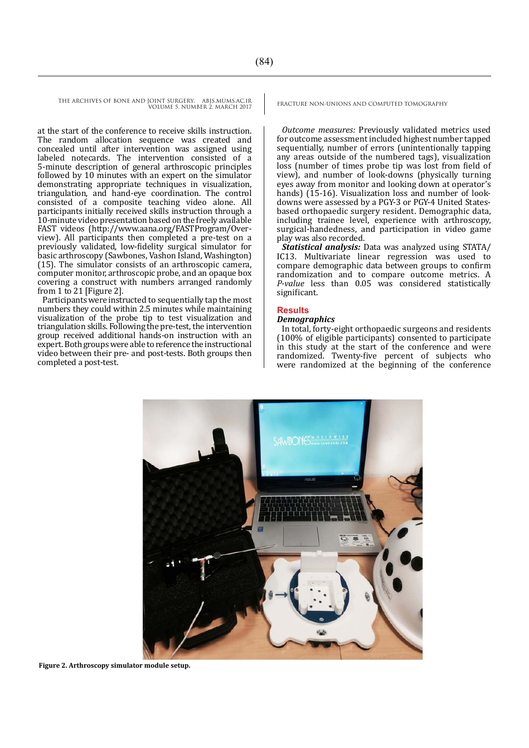at the start of the conference to receive skills instruction. The random allocation sequence was created and concealed until after intervention was assigned using labeled notecards. The intervention consisted of a 5-minute description of general arthroscopic principles followed by 10 minutes with an expert on the simulator demonstrating appropriate techniques in visualization, triangulation, and hand-eye coordination. The control consisted of a composite teaching video alone. All participants initially received skills instruction through a 10-minute video presentation based on the freely available FAST videos (http://www.aana.org/FASTProgram/Overview). All participants then completed a pre-test on a previously validated, low-fidelity surgical simulator for basic arthroscopy (Sawbones, Vashon Island, Washington) (15). The simulator consists of an arthroscopic camera, computer monitor, arthroscopic probe, and an opaque box covering a construct with numbers arranged randomly from 1 to 21 [Figure 2].

Participants were instructed to sequentially tap the most numbers they could within 2.5 minutes while maintaining visualization of the probe tip to test visualization and triangulation skills. Following the pre-test, the intervention group received additional hands-on instruction with an expert. Both groups were able to reference the instructional video between their pre- and post-tests. Both groups then completed a post-test.

*Outcome measures:* Previously validated metrics used for outcome assessment included highest number tapped sequentially, number of errors (unintentionally tapping any areas outside of the numbered tags), visualization loss (number of times probe tip was lost from field of view), and number of look-downs (physically turning eyes away from monitor and looking down at operator's hands) (15-16). Visualization loss and number of look-downs were assessed by a PGY-3 or PGY-4 United States-based orthopaedic surgery resident. Demographic data, including trainee level, experience with arthroscopy, surgical-handedness, and participation in video game play was also recorded.

***Statistical analysis:*** Data was analyzed using STATA/IC13. Multivariate linear regression was used to compare demographic data between groups to confirm randomization and to compare outcome metrics. A *P-value* less than 0.05 was considered statistically significant.

## Results

### *Demographics*

In total, forty-eight orthopaedic surgeons and residents (100% of eligible participants) consented to participate in this study at the start of the conference and were randomized. Twenty-five percent of subjects who were randomized at the beginning of the conference

**Figure 2. Arthroscopy simulator module setup.**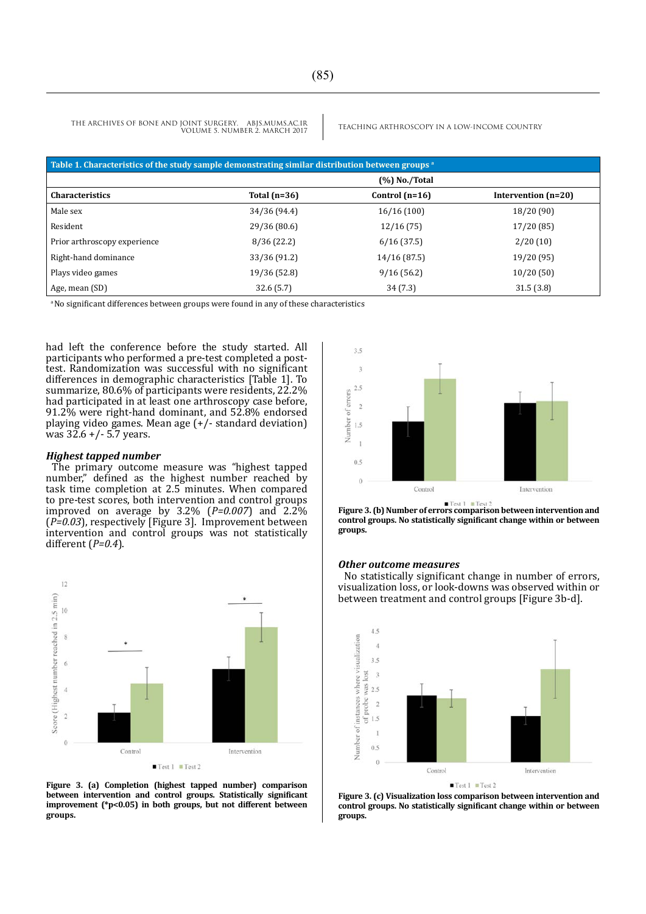| Table 1. Characteristics of the study sample demonstrating similar distribution between groups [a] | | | |
|---|---|---|---|
| | (%) No./Total | | |
| Characteristics | Total (n=36) | Control (n=16) | Intervention (n=20) |
| Male sex | 34/36 (94.4) | 16/16 (100) | 18/20 (90) |
| Resident | 29/36 (80.6) | 12/16 (75) | 17/20 (85) |
| Prior arthroscopy experience | 8/36 (22.2) | 6/16 (37.5) | 2/20 (10) |
| Right-hand dominance | 33/36 (91.2) | 14/16 (87.5) | 19/20 (95) |
| Plays video games | 19/36 (52.8) | 9/16 (56.2) | 10/20 (50) |
| Age, mean (SD) | 32.6 (5.7) | 34 (7.3) | 31.5 (3.8) |

[a] No significant differences between groups were found in any of these characteristics

had left the conference before the study started. All participants who performed a pre-test completed a post-test. Randomization was successful with no significant differences in demographic characteristics [Table 1]. To summarize, 80.6% of participants were residents, 22.2% had participated in at least one arthroscopy case before, 91.2% were right-hand dominant, and 52.8% endorsed playing video games. Mean age (+/- standard deviation) was 32.6 +/- 5.7 years.

### *Highest tapped number*

The primary outcome measure was "highest tapped number," defined as the highest number reached by task time completion at 2.5 minutes. When compared to pre-test scores, both intervention and control groups improved on average by 3.2% (*P=0.007*) and 2.2% (*P=0.03*), respectively [Figure 3]. Improvement between intervention and control groups was not statistically different (*P=0.4*).

**Figure 3. (a) Completion (highest tapped number) comparison between intervention and control groups. Statistically significant improvement (*p<0.05) in both groups, but not different between groups.**

**Figure 3. (b) Number of errors comparison between intervention and control groups. No statistically significant change within or between groups.**

### *Other outcome measures*

No statistically significant change in number of errors, visualization loss, or look-downs was observed within or between treatment and control groups [Figure 3b-d].

**Figure 3. (c) Visualization loss comparison between intervention and control groups. No statistically significant change within or between groups.**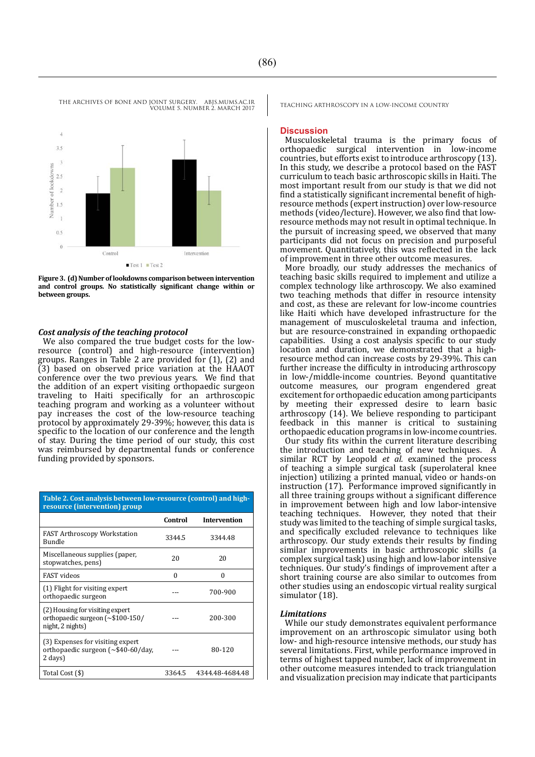Figure 3. (d) Number of lookdowns comparison between intervention and control groups. No statistically significant change within or between groups.

### *Cost analysis of the teaching protocol*

We also compared the true budget costs for the low-resource (control) and high-resource (intervention) groups. Ranges in Table 2 are provided for (1), (2) and (3) based on observed price variation at the HAAOT conference over the two previous years. We find that the addition of an expert visiting orthopaedic surgeon traveling to Haiti specifically for an arthroscopic teaching program and working as a volunteer without pay increases the cost of the low-resource teaching protocol by approximately 29-39%; however, this data is specific to the location of our conference and the length of stay. During the time period of our study, this cost was reimbursed by departmental funds or conference funding provided by sponsors.

**Table 2. Cost analysis between low-resource (control) and high-resource (intervention) group**

| | Control | Intervention |
|---|---|---|
| FAST Arthroscopy Workstation Bundle | 3344.5 | 3344.48 |
| Miscellaneous supplies (paper, stopwatches, pens) | 20 | 20 |
| FAST videos | 0 | 0 |
| (1) Flight for visiting expert orthopaedic surgeon | --- | 700-900 |
| (2) Housing for visiting expert orthopaedic surgeon (~$100-150/night, 2 nights) | --- | 200-300 |
| (3) Expenses for visiting expert orthopaedic surgeon (~$40-60/day, 2 days) | --- | 80-120 |
| Total Cost ($) | 3364.5 | 4344.48-4684.48 |

## Discussion

Musculoskeletal trauma is the primary focus of orthopaedic surgical intervention in low-income countries, but efforts exist to introduce arthroscopy (13). In this study, we describe a protocol based on the FAST curriculum to teach basic arthroscopic skills in Haiti. The most important result from our study is that we did not find a statistically significant incremental benefit of high-resource methods (expert instruction) over low-resource methods (video/lecture). However, we also find that low-resource methods may not result in optimal technique. In the pursuit of increasing speed, we observed that many participants did not focus on precision and purposeful movement. Quantitatively, this was reflected in the lack of improvement in three other outcome measures.

More broadly, our study addresses the mechanics of teaching basic skills required to implement and utilize a complex technology like arthroscopy. We also examined two teaching methods that differ in resource intensity and cost, as these are relevant for low-income countries like Haiti which have developed infrastructure for the management of musculoskeletal trauma and infection, but are resource-constrained in expanding orthopaedic capabilities. Using a cost analysis specific to our study location and duration, we demonstrated that a high-resource method can increase costs by 29-39%. This can further increase the difficulty in introducing arthroscopy in low-/middle-income countries. Beyond quantitative outcome measures, our program engendered great excitement for orthopaedic education among participants by meeting their expressed desire to learn basic arthroscopy (14). We believe responding to participant feedback in this manner is critical to sustaining orthopaedic education programs in low-income countries.

Our study fits within the current literature describing the introduction and teaching of new techniques. A similar RCT by Leopold *et al.* examined the process of teaching a simple surgical task (superolateral knee injection) utilizing a printed manual, video or hands-on instruction (17). Performance improved significantly in all three training groups without a significant difference in improvement between high and low labor-intensive teaching techniques. However, they noted that their study was limited to the teaching of simple surgical tasks, and specifically excluded relevance to techniques like arthroscopy. Our study extends their results by finding similar improvements in basic arthroscopic skills (a complex surgical task) using high and low-labor intensive techniques. Our study's findings of improvement after a short training course are also similar to outcomes from other studies using an endoscopic virtual reality surgical simulator (18).

### *Limitations*

While our study demonstrates equivalent performance improvement on an arthroscopic simulator using both low- and high-resource intensive methods, our study has several limitations. First, while performance improved in terms of highest tapped number, lack of improvement in other outcome measures intended to track triangulation and visualization precision may indicate that participants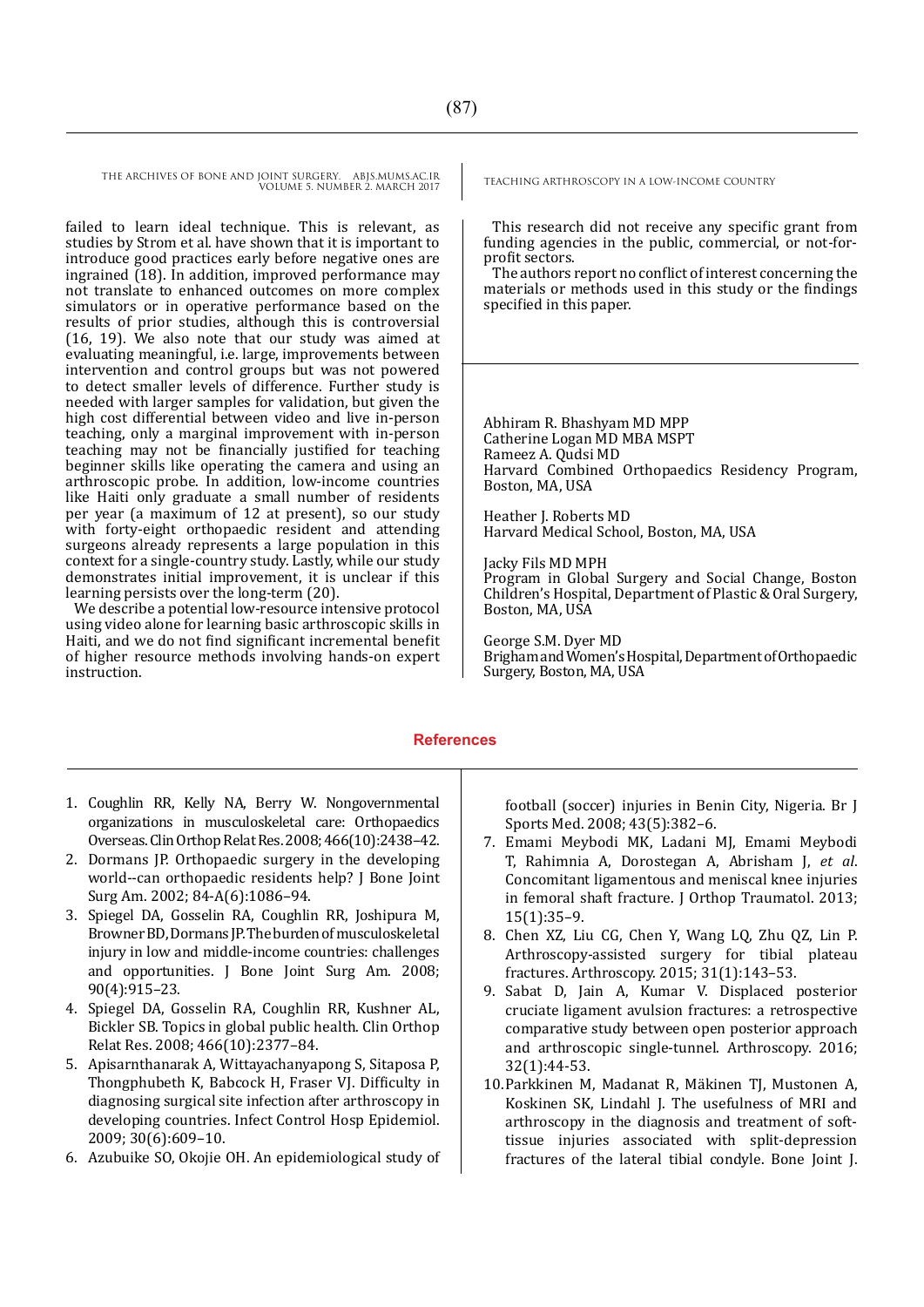failed to learn ideal technique. This is relevant, as studies by Strom et al. have shown that it is important to introduce good practices early before negative ones are ingrained (18). In addition, improved performance may not translate to enhanced outcomes on more complex simulators or in operative performance based on the results of prior studies, although this is controversial (16, 19). We also note that our study was aimed at evaluating meaningful, i.e. large, improvements between intervention and control groups but was not powered to detect smaller levels of difference. Further study is needed with larger samples for validation, but given the high cost differential between video and live in-person teaching, only a marginal improvement with in-person teaching may not be financially justified for teaching beginner skills like operating the camera and using an arthroscopic probe. In addition, low-income countries like Haiti only graduate a small number of residents per year (a maximum of 12 at present), so our study with forty-eight orthopaedic resident and attending surgeons already represents a large population in this context for a single-country study. Lastly, while our study demonstrates initial improvement, it is unclear if this learning persists over the long-term (20).

We describe a potential low-resource intensive protocol using video alone for learning basic arthroscopic skills in Haiti, and we do not find significant incremental benefit of higher resource methods involving hands-on expert instruction.

This research did not receive any specific grant from funding agencies in the public, commercial, or not-for-profit sectors.

The authors report no conflict of interest concerning the materials or methods used in this study or the findings specified in this paper.

Abhiram R. Bhashyam MD MPP
Catherine Logan MD MBA MSPT
Rameez A. Qudsi MD
Harvard Combined Orthopaedics Residency Program, Boston, MA, USA

Heather J. Roberts MD
Harvard Medical School, Boston, MA, USA

Jacky Fils MD MPH
Program in Global Surgery and Social Change, Boston Children's Hospital, Department of Plastic & Oral Surgery, Boston, MA, USA

George S.M. Dyer MD
Brigham and Women's Hospital, Department of Orthopaedic Surgery, Boston, MA, USA

## References

1. Coughlin RR, Kelly NA, Berry W. Nongovernmental organizations in musculoskeletal care: Orthopaedics Overseas. Clin Orthop Relat Res. 2008; 466(10):2438–42.
2. Dormans JP. Orthopaedic surgery in the developing world--can orthopaedic residents help? J Bone Joint Surg Am. 2002; 84-A(6):1086–94.
3. Spiegel DA, Gosselin RA, Coughlin RR, Joshipura M, Browner BD, Dormans JP. The burden of musculoskeletal injury in low and middle-income countries: challenges and opportunities. J Bone Joint Surg Am. 2008; 90(4):915–23.
4. Spiegel DA, Gosselin RA, Coughlin RR, Kushner AL, Bickler SB. Topics in global public health. Clin Orthop Relat Res. 2008; 466(10):2377–84.
5. Apisarnthanarak A, Wittayachanyapong S, Sitaposa P, Thongphubeth K, Babcock H, Fraser VJ. Difficulty in diagnosing surgical site infection after arthroscopy in developing countries. Infect Control Hosp Epidemiol. 2009; 30(6):609–10.
6. Azubuike SO, Okojie OH. An epidemiological study of football (soccer) injuries in Benin City, Nigeria. Br J Sports Med. 2008; 43(5):382–6.
7. Emami Meybodi MK, Ladani MJ, Emami Meybodi T, Rahimnia A, Dorostegan A, Abrisham J, *et al*. Concomitant ligamentous and meniscal knee injuries in femoral shaft fracture. J Orthop Traumatol. 2013; 15(1):35–9.
8. Chen XZ, Liu CG, Chen Y, Wang LQ, Zhu QZ, Lin P. Arthroscopy-assisted surgery for tibial plateau fractures. Arthroscopy. 2015; 31(1):143–53.
9. Sabat D, Jain A, Kumar V. Displaced posterior cruciate ligament avulsion fractures: a retrospective comparative study between open posterior approach and arthroscopic single-tunnel. Arthroscopy. 2016; 32(1):44-53.
10. Parkkinen M, Madanat R, Mäkinen TJ, Mustonen A, Koskinen SK, Lindahl J. The usefulness of MRI and arthroscopy in the diagnosis and treatment of soft-tissue injuries associated with split-depression fractures of the lateral tibial condyle. Bone Joint J.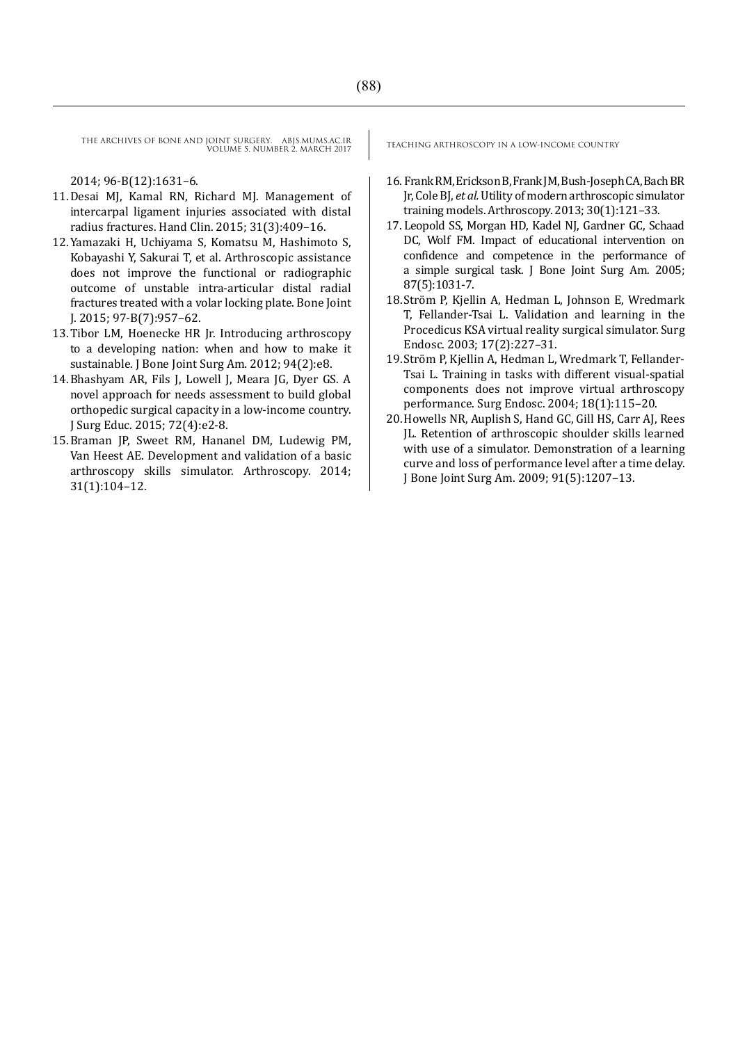2014; 96-B(12):1631–6.

11. Desai MJ, Kamal RN, Richard MJ. Management of intercarpal ligament injuries associated with distal radius fractures. Hand Clin. 2015; 31(3):409–16.
12. Yamazaki H, Uchiyama S, Komatsu M, Hashimoto S, Kobayashi Y, Sakurai T, et al. Arthroscopic assistance does not improve the functional or radiographic outcome of unstable intra-articular distal radial fractures treated with a volar locking plate. Bone Joint J. 2015; 97-B(7):957–62.
13. Tibor LM, Hoenecke HR Jr. Introducing arthroscopy to a developing nation: when and how to make it sustainable. J Bone Joint Surg Am. 2012; 94(2):e8.
14. Bhashyam AR, Fils J, Lowell J, Meara JG, Dyer GS. A novel approach for needs assessment to build global orthopedic surgical capacity in a low-income country. J Surg Educ. 2015; 72(4):e2-8.
15. Braman JP, Sweet RM, Hananel DM, Ludewig PM, Van Heest AE. Development and validation of a basic arthroscopy skills simulator. Arthroscopy. 2014; 31(1):104–12.
16. Frank RM, Erickson B, Frank JM, Bush-Joseph CA, Bach BR Jr, Cole BJ, *et al.* Utility of modern arthroscopic simulator training models. Arthroscopy. 2013; 30(1):121–33.
17. Leopold SS, Morgan HD, Kadel NJ, Gardner GC, Schaad DC, Wolf FM. Impact of educational intervention on confidence and competence in the performance of a simple surgical task. J Bone Joint Surg Am. 2005; 87(5):1031-7.
18. Ström P, Kjellin A, Hedman L, Johnson E, Wredmark T, Fellander-Tsai L. Validation and learning in the Procedicus KSA virtual reality surgical simulator. Surg Endosc. 2003; 17(2):227–31.
19. Ström P, Kjellin A, Hedman L, Wredmark T, Fellander-Tsai L. Training in tasks with different visual-spatial components does not improve virtual arthroscopy performance. Surg Endosc. 2004; 18(1):115–20.
20. Howells NR, Auplish S, Hand GC, Gill HS, Carr AJ, Rees JL. Retention of arthroscopic shoulder skills learned with use of a simulator. Demonstration of a learning curve and loss of performance level after a time delay. J Bone Joint Surg Am. 2009; 91(5):1207–13.